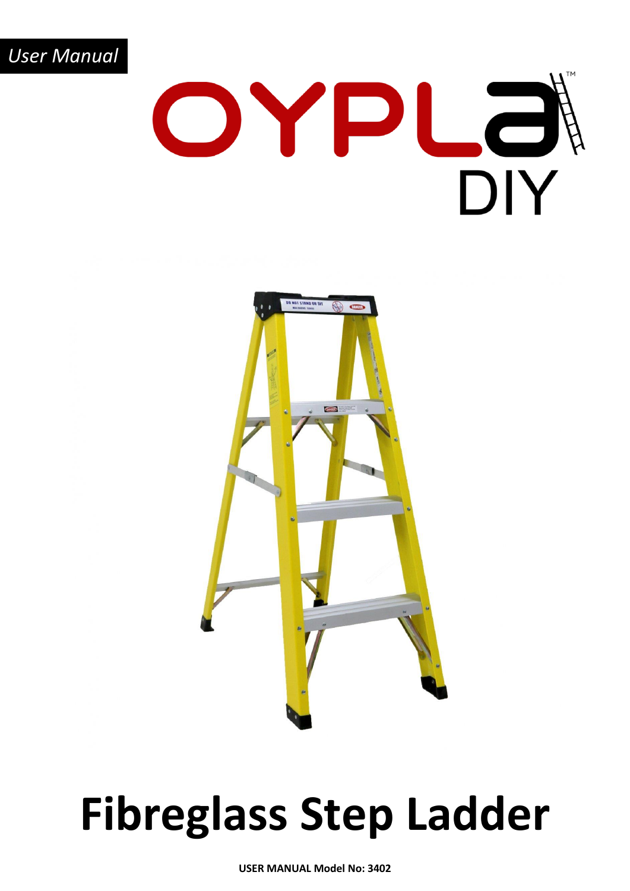*User Manual*

OYPLA DIY

# Fibreglass Step Ladder

**USER MANUAL Model No: 3402**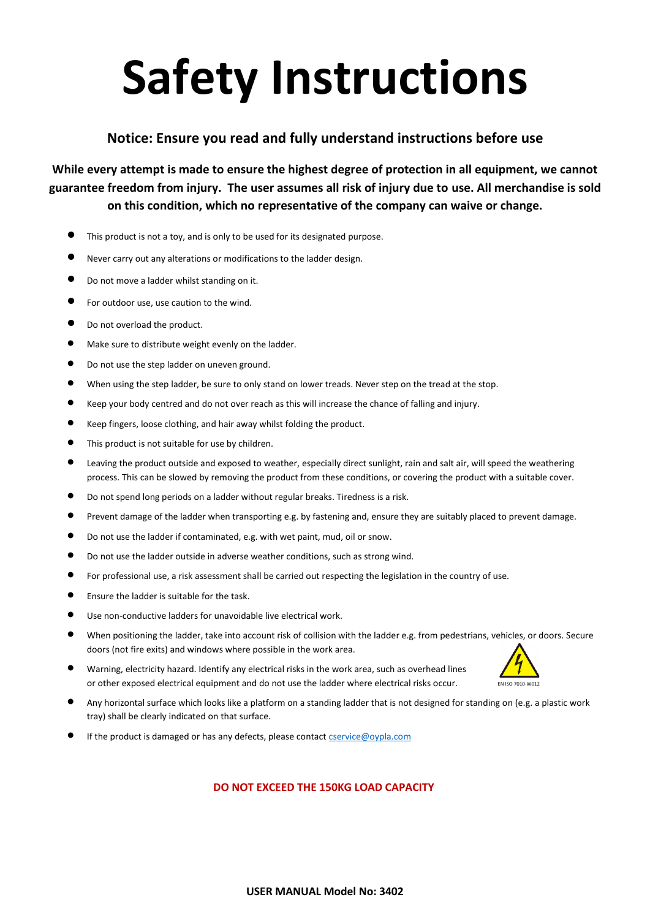# Safety Instructions

**Notice: Ensure you read and fully understand instructions before use**

**While every attempt is made to ensure the highest degree of protection in all equipment, we cannot guarantee freedom from injury. The user assumes all risk of injury due to use. All merchandise is sold on this condition, which no representative of the company can waive or change.**

- This product is not a toy, and is only to be used for its designated purpose.
- Never carry out any alterations or modifications to the ladder design.
- Do not move a ladder whilst standing on it.
- For outdoor use, use caution to the wind.
- Do not overload the product.
- Make sure to distribute weight evenly on the ladder.
- Do not use the step ladder on uneven ground.
- When using the step ladder, be sure to only stand on lower treads. Never step on the tread at the stop.
- Keep your body centred and do not over reach as this will increase the chance of falling and injury.
- Keep fingers, loose clothing, and hair away whilst folding the product.
- This product is not suitable for use by children.
- Leaving the product outside and exposed to weather, especially direct sunlight, rain and salt air, will speed the weathering process. This can be slowed by removing the product from these conditions, or covering the product with a suitable cover.
- Do not spend long periods on a ladder without regular breaks. Tiredness is a risk.
- Prevent damage of the ladder when transporting e.g. by fastening and, ensure they are suitably placed to prevent damage.
- Do not use the ladder if contaminated, e.g. with wet paint, mud, oil or snow.
- Do not use the ladder outside in adverse weather conditions, such as strong wind.
- For professional use, a risk assessment shall be carried out respecting the legislation in the country of use.
- Ensure the ladder is suitable for the task.
- Use non-conductive ladders for unavoidable live electrical work.
- When positioning the ladder, take into account risk of collision with the ladder e.g. from pedestrians, vehicles, or doors. Secure doors (not fire exits) and windows where possible in the work area.
- Warning, electricity hazard. Identify any electrical risks in the work area, such as overhead lines or other exposed electrical equipment and do not use the ladder where electrical risks occur.

EN ISO 7010-W012

- Any horizontal surface which looks like a platform on a standing ladder that is not designed for standing on (e.g. a plastic work tray) shall be clearly indicated on that surface.
- If the product is damaged or has any defects, please contact cservice@oypla.com

**DO NOT EXCEED THE 150KG LOAD CAPACITY**

**USER MANUAL Model No: 3402**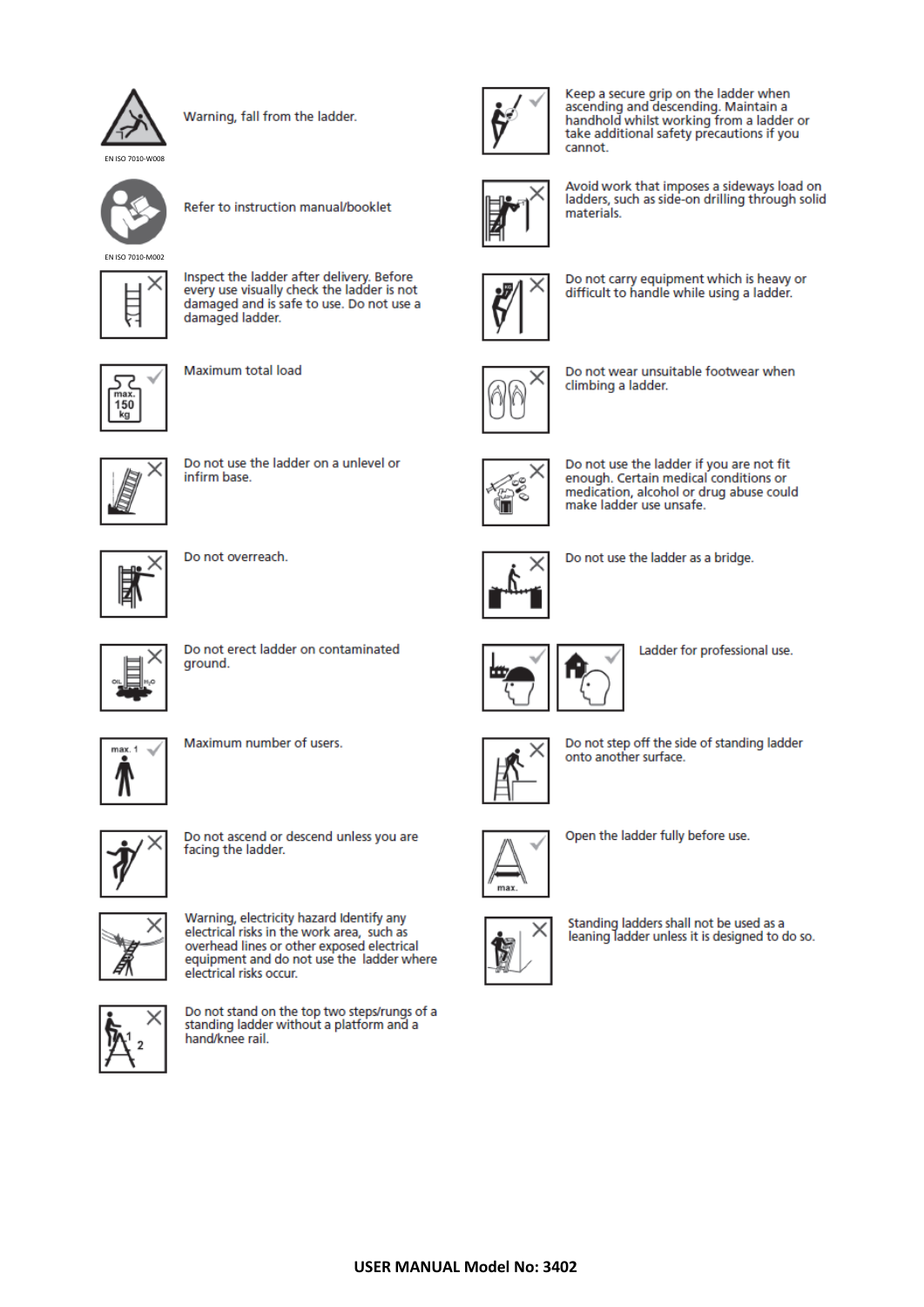EN ISO 7010-W008

Warning, fall from the ladder.

EN ISO 7010-M002

Refer to instruction manual/booklet

Inspect the ladder after delivery. Before every use visually check the ladder is not damaged and is safe to use. Do not use a damaged ladder.

max. 150 kg

Maximum total load

Do not use the ladder on a unlevel or infirm base.

Do not overreach.

OIL H₂O

Do not erect ladder on contaminated ground.

max. 1

Maximum number of users.

Do not ascend or descend unless you are facing the ladder.

Warning, electricity hazard Identify any electrical risks in the work area, such as overhead lines or other exposed electrical equipment and do not use the ladder where electrical risks occur.

Do not stand on the top two steps/rungs of a standing ladder without a platform and a hand/knee rail.

Keep a secure grip on the ladder when ascending and descending. Maintain a handhold whilst working from a ladder or take additional safety precautions if you cannot.

Avoid work that imposes a sideways load on ladders, such as side-on drilling through solid materials.

Do not carry equipment which is heavy or difficult to handle while using a ladder.

Do not wear unsuitable footwear when climbing a ladder.

Do not use the ladder if you are not fit enough. Certain medical conditions or medication, alcohol or drug abuse could make ladder use unsafe.

Do not use the ladder as a bridge.

Ladder for professional use.

Do not step off the side of standing ladder onto another surface.

max.

Open the ladder fully before use.

Standing ladders shall not be used as a leaning ladder unless it is designed to do so.

**USER MANUAL Model No: 3402**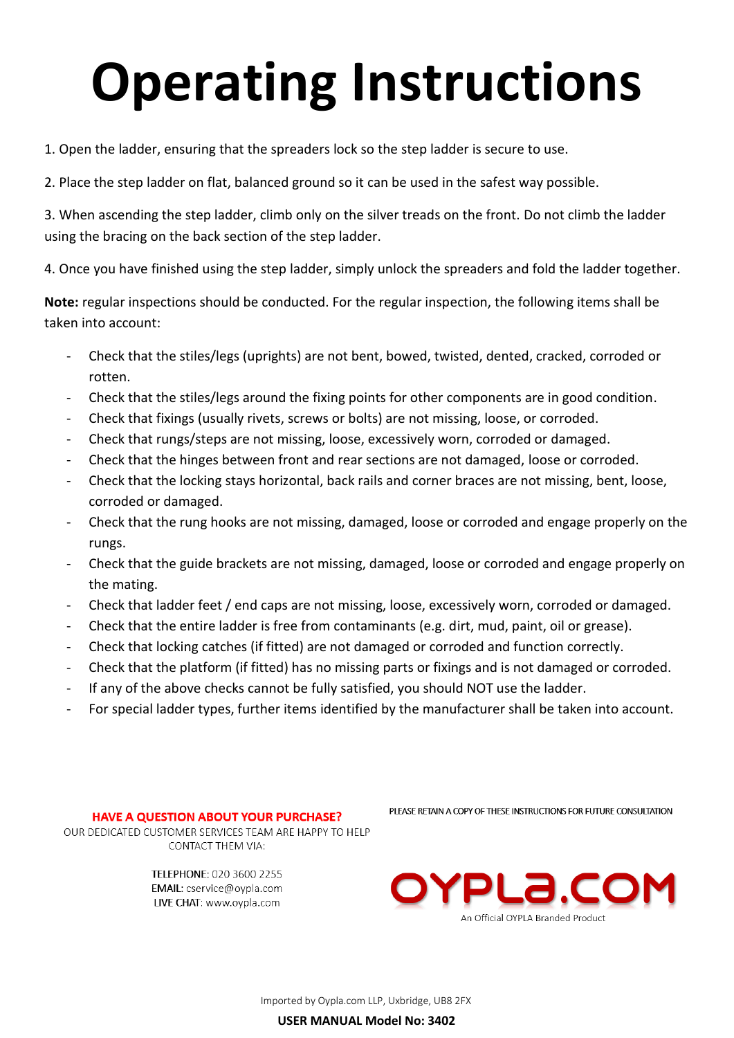# Operating Instructions

1. Open the ladder, ensuring that the spreaders lock so the step ladder is secure to use.

2. Place the step ladder on flat, balanced ground so it can be used in the safest way possible.

3. When ascending the step ladder, climb only on the silver treads on the front. Do not climb the ladder using the bracing on the back section of the step ladder.

4. Once you have finished using the step ladder, simply unlock the spreaders and fold the ladder together.

**Note:** regular inspections should be conducted. For the regular inspection, the following items shall be taken into account:

- Check that the stiles/legs (uprights) are not bent, bowed, twisted, dented, cracked, corroded or rotten.
- Check that the stiles/legs around the fixing points for other components are in good condition.
- Check that fixings (usually rivets, screws or bolts) are not missing, loose, or corroded.
- Check that rungs/steps are not missing, loose, excessively worn, corroded or damaged.
- Check that the hinges between front and rear sections are not damaged, loose or corroded.
- Check that the locking stays horizontal, back rails and corner braces are not missing, bent, loose, corroded or damaged.
- Check that the rung hooks are not missing, damaged, loose or corroded and engage properly on the rungs.
- Check that the guide brackets are not missing, damaged, loose or corroded and engage properly on the mating.
- Check that ladder feet / end caps are not missing, loose, excessively worn, corroded or damaged.
- Check that the entire ladder is free from contaminants (e.g. dirt, mud, paint, oil or grease).
- Check that locking catches (if fitted) are not damaged or corroded and function correctly.
- Check that the platform (if fitted) has no missing parts or fixings and is not damaged or corroded.
- If any of the above checks cannot be fully satisfied, you should NOT use the ladder.
- For special ladder types, further items identified by the manufacturer shall be taken into account.

**HAVE A QUESTION ABOUT YOUR PURCHASE?**

OUR DEDICATED CUSTOMER SERVICES TEAM ARE HAPPY TO HELP
CONTACT THEM VIA:

TELEPHONE: 020 3600 2255
EMAIL: cservice@oypla.com
LIVE CHAT: www.oypla.com

PLEASE RETAIN A COPY OF THESE INSTRUCTIONS FOR FUTURE CONSULTATION

OYPLA.COM

An Official OYPLA Branded Product

Imported by Oypla.com LLP, Uxbridge, UB8 2FX

**USER MANUAL Model No: 3402**